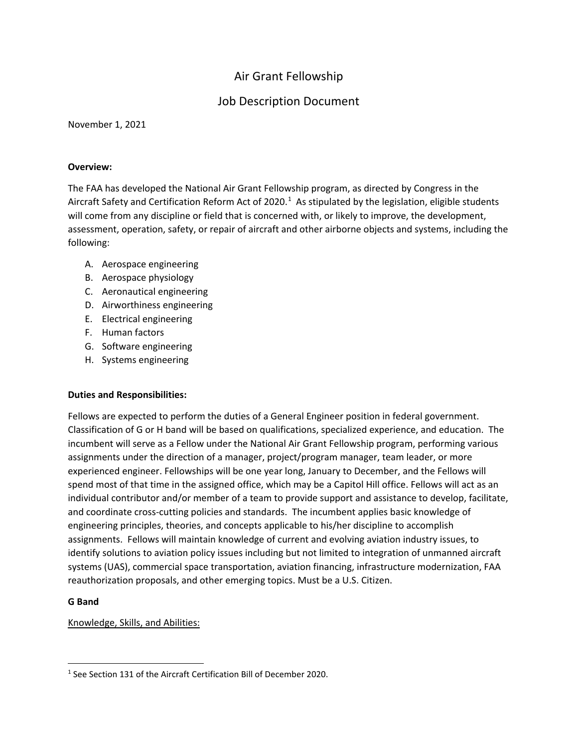# Air Grant Fellowship

## Job Description Document

November 1, 2021

**Overview:**

The FAA has developed the National Air Grant Fellowship program, as directed by Congress in the Aircraft Safety and Certification Reform Act of 2020.[1] As stipulated by the legislation, eligible students will come from any discipline or field that is concerned with, or likely to improve, the development, assessment, operation, safety, or repair of aircraft and other airborne objects and systems, including the following:

A. Aerospace engineering
B. Aerospace physiology
C. Aeronautical engineering
D. Airworthiness engineering
E. Electrical engineering
F. Human factors
G. Software engineering
H. Systems engineering

**Duties and Responsibilities:**

Fellows are expected to perform the duties of a General Engineer position in federal government. Classification of G or H band will be based on qualifications, specialized experience, and education. The incumbent will serve as a Fellow under the National Air Grant Fellowship program, performing various assignments under the direction of a manager, project/program manager, team leader, or more experienced engineer. Fellowships will be one year long, January to December, and the Fellows will spend most of that time in the assigned office, which may be a Capitol Hill office. Fellows will act as an individual contributor and/or member of a team to provide support and assistance to develop, facilitate, and coordinate cross-cutting policies and standards. The incumbent applies basic knowledge of engineering principles, theories, and concepts applicable to his/her discipline to accomplish assignments. Fellows will maintain knowledge of current and evolving aviation industry issues, to identify solutions to aviation policy issues including but not limited to integration of unmanned aircraft systems (UAS), commercial space transportation, aviation financing, infrastructure modernization, FAA reauthorization proposals, and other emerging topics. Must be a U.S. Citizen.

**G Band**

Knowledge, Skills, and Abilities:

---

[1] See Section 131 of the Aircraft Certification Bill of December 2020.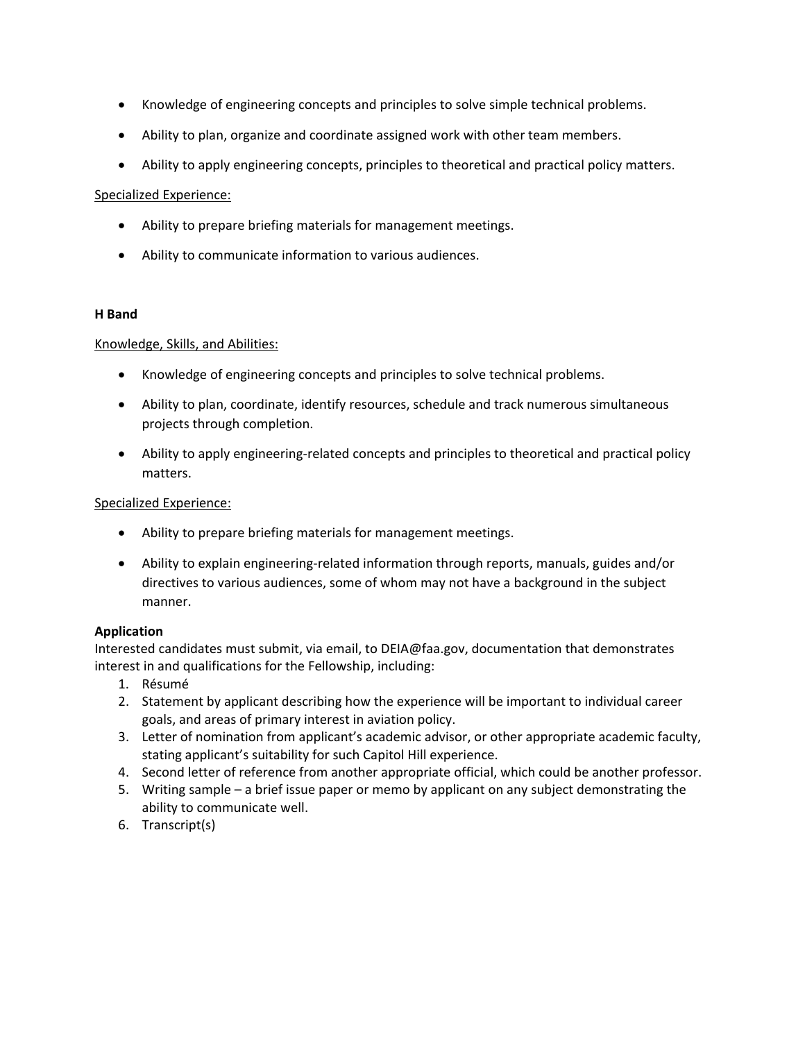- Knowledge of engineering concepts and principles to solve simple technical problems.
- Ability to plan, organize and coordinate assigned work with other team members.
- Ability to apply engineering concepts, principles to theoretical and practical policy matters.

Specialized Experience:

- Ability to prepare briefing materials for management meetings.
- Ability to communicate information to various audiences.

**H Band**

Knowledge, Skills, and Abilities:

- Knowledge of engineering concepts and principles to solve technical problems.
- Ability to plan, coordinate, identify resources, schedule and track numerous simultaneous projects through completion.
- Ability to apply engineering-related concepts and principles to theoretical and practical policy matters.

Specialized Experience:

- Ability to prepare briefing materials for management meetings.
- Ability to explain engineering-related information through reports, manuals, guides and/or directives to various audiences, some of whom may not have a background in the subject manner.

**Application**

Interested candidates must submit, via email, to DEIA@faa.gov, documentation that demonstrates interest in and qualifications for the Fellowship, including:

1. Résumé
2. Statement by applicant describing how the experience will be important to individual career goals, and areas of primary interest in aviation policy.
3. Letter of nomination from applicant's academic advisor, or other appropriate academic faculty, stating applicant's suitability for such Capitol Hill experience.
4. Second letter of reference from another appropriate official, which could be another professor.
5. Writing sample – a brief issue paper or memo by applicant on any subject demonstrating the ability to communicate well.
6. Transcript(s)